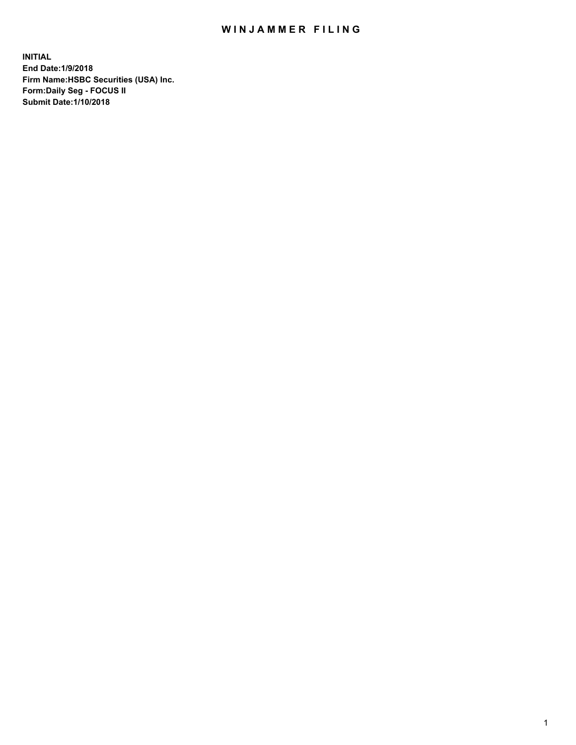# WINJAMMER FILING

**INITIAL**
**End Date:1/9/2018**
**Firm Name:HSBC Securities (USA) Inc.**
**Form:Daily Seg - FOCUS II**
**Submit Date:1/10/2018**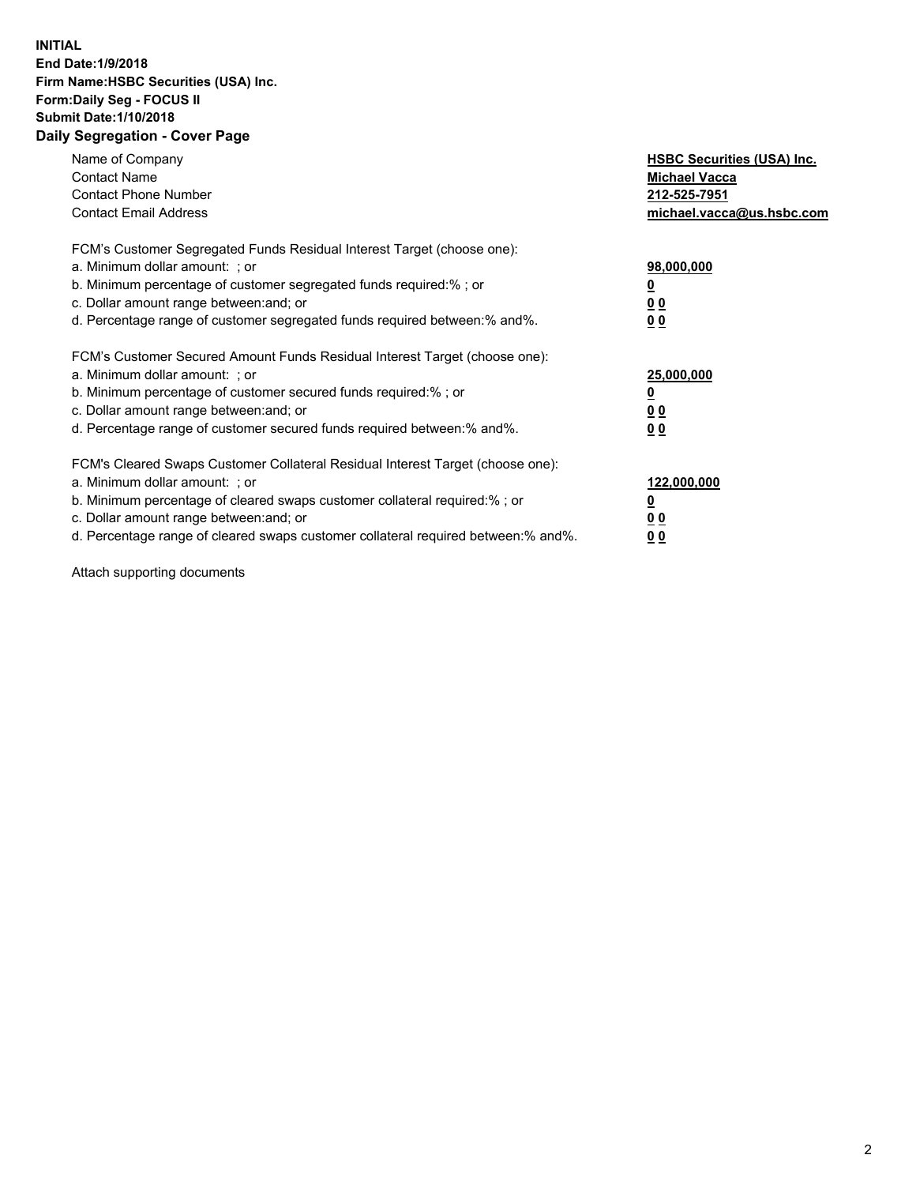**INITIAL**
**End Date:1/9/2018**
**Firm Name:HSBC Securities (USA) Inc.**
**Form:Daily Seg - FOCUS II**
**Submit Date:1/10/2018**

## Daily Segregation - Cover Page

| | |
|---|---|
| Name of Company | **HSBC Securities (USA) Inc.** |
| Contact Name | **Michael Vacca** |
| Contact Phone Number | **212-525-7951** |
| Contact Email Address | **michael.vacca@us.hsbc.com** |

FCM's Customer Segregated Funds Residual Interest Target (choose one):

| | |
|---|---|
| a. Minimum dollar amount: ; or | **98,000,000** |
| b. Minimum percentage of customer segregated funds required:% ; or | **0** |
| c. Dollar amount range between:and; or | **0 0** |
| d. Percentage range of customer segregated funds required between:% and%. | **0 0** |

FCM's Customer Secured Amount Funds Residual Interest Target (choose one):

| | |
|---|---|
| a. Minimum dollar amount: ; or | **25,000,000** |
| b. Minimum percentage of customer secured funds required:% ; or | **0** |
| c. Dollar amount range between:and; or | **0 0** |
| d. Percentage range of customer secured funds required between:% and%. | **0 0** |

FCM's Cleared Swaps Customer Collateral Residual Interest Target (choose one):

| | |
|---|---|
| a. Minimum dollar amount: ; or | **122,000,000** |
| b. Minimum percentage of cleared swaps customer collateral required:% ; or | **0** |
| c. Dollar amount range between:and; or | **0 0** |
| d. Percentage range of cleared swaps customer collateral required between:% and%. | **0 0** |

Attach supporting documents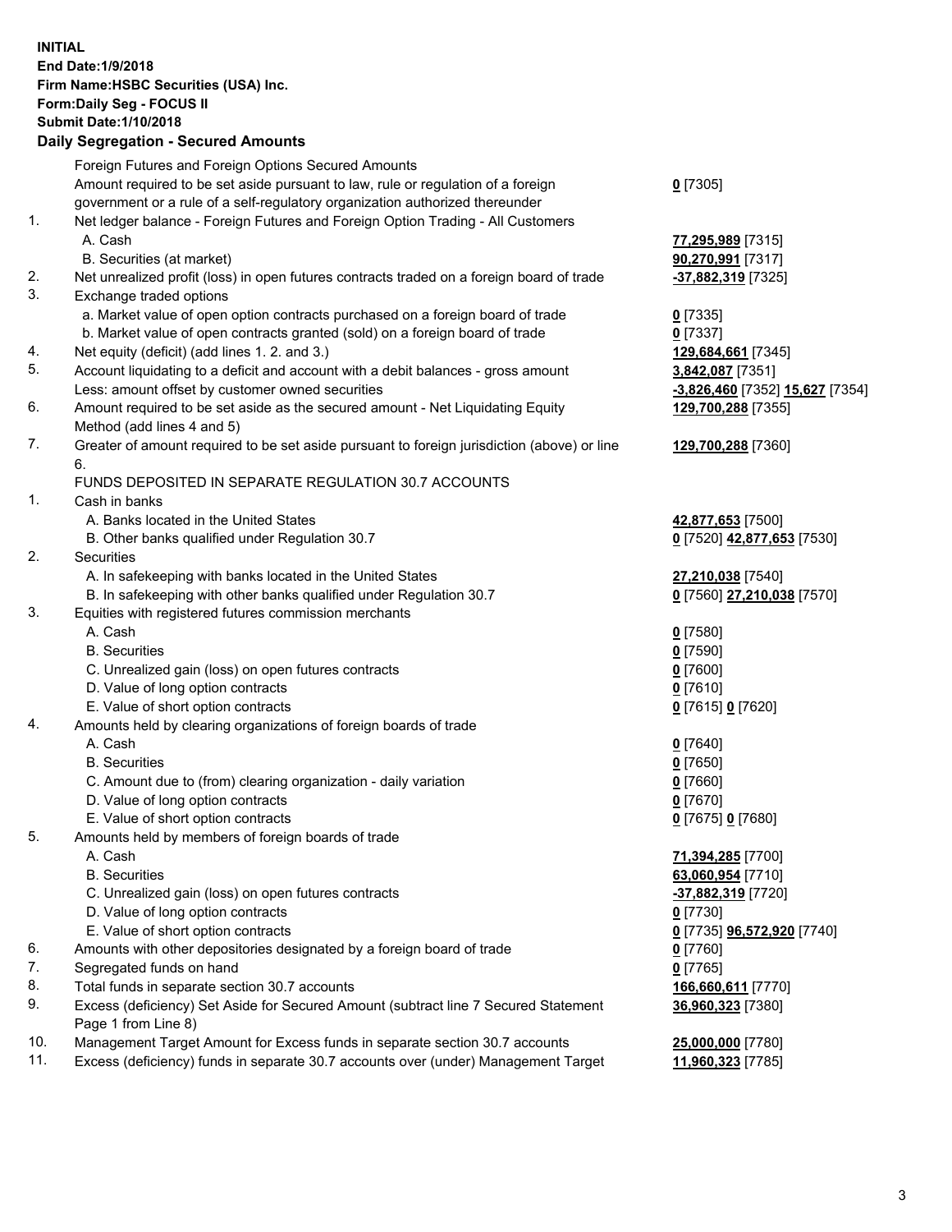**INITIAL**
**End Date:1/9/2018**
**Firm Name:HSBC Securities (USA) Inc.**
**Form:Daily Seg - FOCUS II**
**Submit Date:1/10/2018**

## Daily Segregation - Secured Amounts

| | | |
|---|---|---|
| | Foreign Futures and Foreign Options Secured Amounts | |
| | Amount required to be set aside pursuant to law, rule or regulation of a foreign government or a rule of a self-regulatory organization authorized thereunder | **0** [7305] |
| 1. | Net ledger balance - Foreign Futures and Foreign Option Trading - All Customers | |
| | A. Cash | **77,295,989** [7315] |
| | B. Securities (at market) | **90,270,991** [7317] |
| 2. | Net unrealized profit (loss) in open futures contracts traded on a foreign board of trade | **-37,882,319** [7325] |
| 3. | Exchange traded options | |
| | a. Market value of open option contracts purchased on a foreign board of trade | **0** [7335] |
| | b. Market value of open contracts granted (sold) on a foreign board of trade | **0** [7337] |
| 4. | Net equity (deficit) (add lines 1. 2. and 3.) | **129,684,661** [7345] |
| 5. | Account liquidating to a deficit and account with a debit balances - gross amount | **3,842,087** [7351] |
| | Less: amount offset by customer owned securities | **-3,826,460** [7352] **15,627** [7354] |
| 6. | Amount required to be set aside as the secured amount - Net Liquidating Equity Method (add lines 4 and 5) | **129,700,288** [7355] |
| 7. | Greater of amount required to be set aside pursuant to foreign jurisdiction (above) or line 6. | **129,700,288** [7360] |
| | FUNDS DEPOSITED IN SEPARATE REGULATION 30.7 ACCOUNTS | |
| 1. | Cash in banks | |
| | A. Banks located in the United States | **42,877,653** [7500] |
| | B. Other banks qualified under Regulation 30.7 | **0** [7520] **42,877,653** [7530] |
| 2. | Securities | |
| | A. In safekeeping with banks located in the United States | **27,210,038** [7540] |
| | B. In safekeeping with other banks qualified under Regulation 30.7 | **0** [7560] **27,210,038** [7570] |
| 3. | Equities with registered futures commission merchants | |
| | A. Cash | **0** [7580] |
| | B. Securities | **0** [7590] |
| | C. Unrealized gain (loss) on open futures contracts | **0** [7600] |
| | D. Value of long option contracts | **0** [7610] |
| | E. Value of short option contracts | **0** [7615] **0** [7620] |
| 4. | Amounts held by clearing organizations of foreign boards of trade | |
| | A. Cash | **0** [7640] |
| | B. Securities | **0** [7650] |
| | C. Amount due to (from) clearing organization - daily variation | **0** [7660] |
| | D. Value of long option contracts | **0** [7670] |
| | E. Value of short option contracts | **0** [7675] **0** [7680] |
| 5. | Amounts held by members of foreign boards of trade | |
| | A. Cash | **71,394,285** [7700] |
| | B. Securities | **63,060,954** [7710] |
| | C. Unrealized gain (loss) on open futures contracts | **-37,882,319** [7720] |
| | D. Value of long option contracts | **0** [7730] |
| | E. Value of short option contracts | **0** [7735] **96,572,920** [7740] |
| 6. | Amounts with other depositories designated by a foreign board of trade | **0** [7760] |
| 7. | Segregated funds on hand | **0** [7765] |
| 8. | Total funds in separate section 30.7 accounts | **166,660,611** [7770] |
| 9. | Excess (deficiency) Set Aside for Secured Amount (subtract line 7 Secured Statement Page 1 from Line 8) | **36,960,323** [7380] |
| 10. | Management Target Amount for Excess funds in separate section 30.7 accounts | **25,000,000** [7780] |
| 11. | Excess (deficiency) funds in separate 30.7 accounts over (under) Management Target | **11,960,323** [7785] |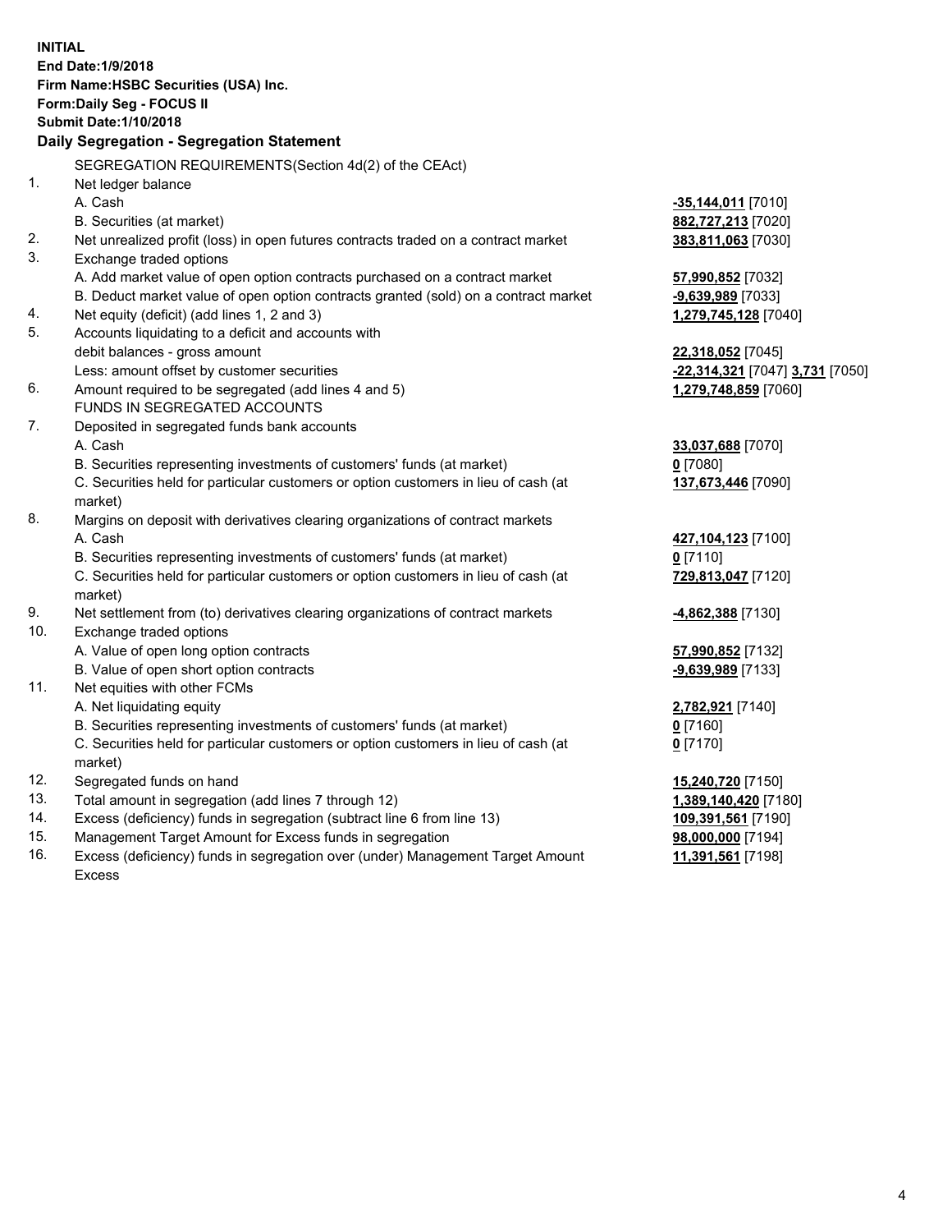**INITIAL**
**End Date:1/9/2018**
**Firm Name:HSBC Securities (USA) Inc.**
**Form:Daily Seg - FOCUS II**
**Submit Date:1/10/2018**

**Daily Segregation - Segregation Statement**

SEGREGATION REQUIREMENTS(Section 4d(2) of the CEAct)

| | | |
|---|---|---|
| 1. | Net ledger balance | |
| | A. Cash | **-35,144,011** [7010] |
| | B. Securities (at market) | **882,727,213** [7020] |
| 2. | Net unrealized profit (loss) in open futures contracts traded on a contract market | **383,811,063** [7030] |
| 3. | Exchange traded options | |
| | A. Add market value of open option contracts purchased on a contract market | **57,990,852** [7032] |
| | B. Deduct market value of open option contracts granted (sold) on a contract market | **-9,639,989** [7033] |
| 4. | Net equity (deficit) (add lines 1, 2 and 3) | **1,279,745,128** [7040] |
| 5. | Accounts liquidating to a deficit and accounts with debit balances - gross amount | **22,318,052** [7045] |
| | Less: amount offset by customer securities | **-22,314,321** [7047] **3,731** [7050] |
| 6. | Amount required to be segregated (add lines 4 and 5) | **1,279,748,859** [7060] |
| | FUNDS IN SEGREGATED ACCOUNTS | |
| 7. | Deposited in segregated funds bank accounts | |
| | A. Cash | **33,037,688** [7070] |
| | B. Securities representing investments of customers' funds (at market) | **0** [7080] |
| | C. Securities held for particular customers or option customers in lieu of cash (at market) | **137,673,446** [7090] |
| 8. | Margins on deposit with derivatives clearing organizations of contract markets | |
| | A. Cash | **427,104,123** [7100] |
| | B. Securities representing investments of customers' funds (at market) | **0** [7110] |
| | C. Securities held for particular customers or option customers in lieu of cash (at market) | **729,813,047** [7120] |
| 9. | Net settlement from (to) derivatives clearing organizations of contract markets | **-4,862,388** [7130] |
| 10. | Exchange traded options | |
| | A. Value of open long option contracts | **57,990,852** [7132] |
| | B. Value of open short option contracts | **-9,639,989** [7133] |
| 11. | Net equities with other FCMs | |
| | A. Net liquidating equity | **2,782,921** [7140] |
| | B. Securities representing investments of customers' funds (at market) | **0** [7160] |
| | C. Securities held for particular customers or option customers in lieu of cash (at market) | **0** [7170] |
| 12. | Segregated funds on hand | **15,240,720** [7150] |
| 13. | Total amount in segregation (add lines 7 through 12) | **1,389,140,420** [7180] |
| 14. | Excess (deficiency) funds in segregation (subtract line 6 from line 13) | **109,391,561** [7190] |
| 15. | Management Target Amount for Excess funds in segregation | **98,000,000** [7194] |
| 16. | Excess (deficiency) funds in segregation over (under) Management Target Amount Excess | **11,391,561** [7198] |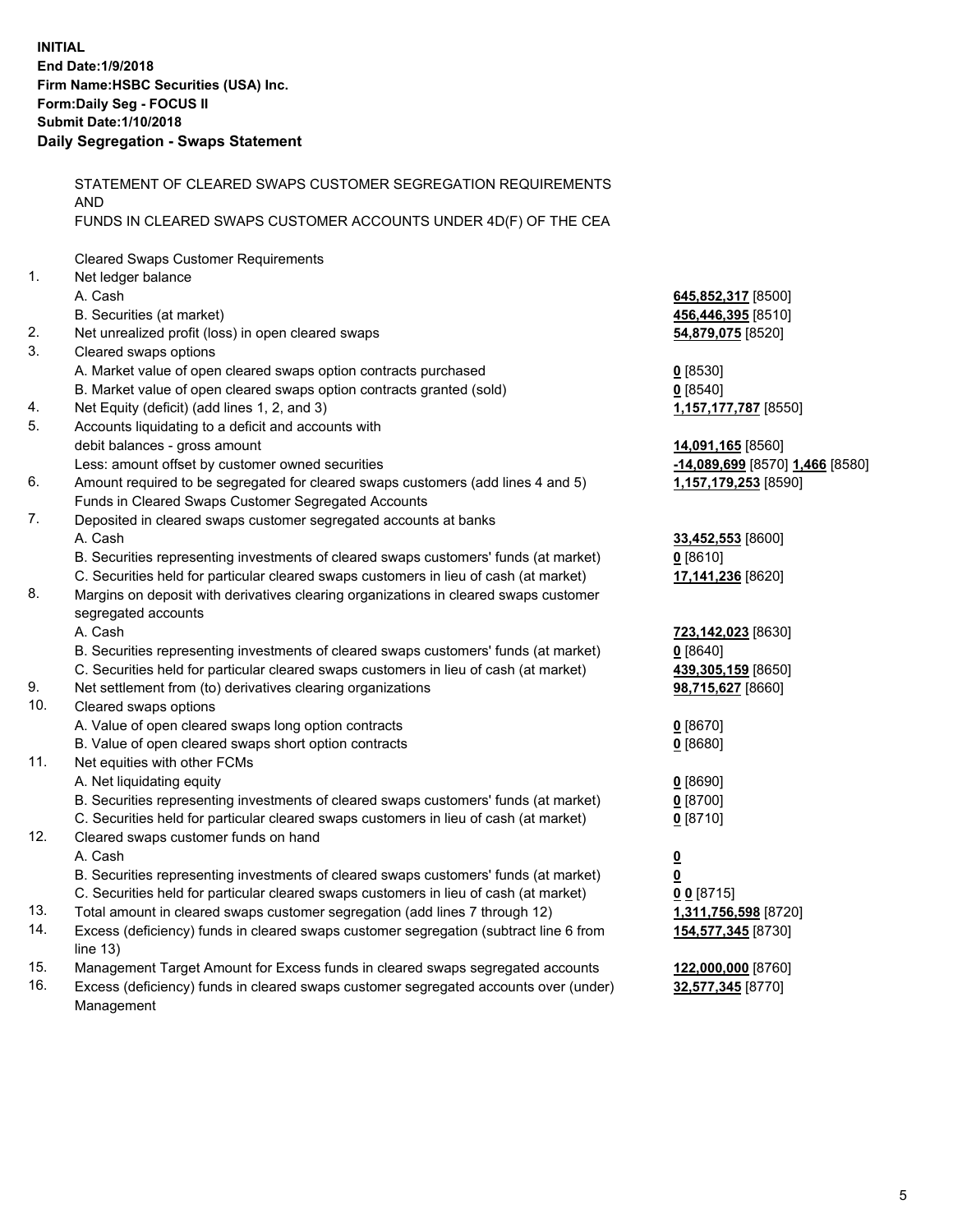**INITIAL**
**End Date:1/9/2018**
**Firm Name:HSBC Securities (USA) Inc.**
**Form:Daily Seg - FOCUS II**
**Submit Date:1/10/2018**
**Daily Segregation - Swaps Statement**

STATEMENT OF CLEARED SWAPS CUSTOMER SEGREGATION REQUIREMENTS AND FUNDS IN CLEARED SWAPS CUSTOMER ACCOUNTS UNDER 4D(F) OF THE CEA

| | | |
|---|---|---|
| | Cleared Swaps Customer Requirements | |
| 1. | Net ledger balance | |
| | A. Cash | **645,852,317** [8500] |
| | B. Securities (at market) | **456,446,395** [8510] |
| 2. | Net unrealized profit (loss) in open cleared swaps | **54,879,075** [8520] |
| 3. | Cleared swaps options | |
| | A. Market value of open cleared swaps option contracts purchased | **0** [8530] |
| | B. Market value of open cleared swaps option contracts granted (sold) | **0** [8540] |
| 4. | Net Equity (deficit) (add lines 1, 2, and 3) | **1,157,177,787** [8550] |
| 5. | Accounts liquidating to a deficit and accounts with debit balances - gross amount | **14,091,165** [8560] |
| | Less: amount offset by customer owned securities | **-14,089,699** [8570] **1,466** [8580] |
| 6. | Amount required to be segregated for cleared swaps customers (add lines 4 and 5) | **1,157,179,253** [8590] |
| | Funds in Cleared Swaps Customer Segregated Accounts | |
| 7. | Deposited in cleared swaps customer segregated accounts at banks | |
| | A. Cash | **33,452,553** [8600] |
| | B. Securities representing investments of cleared swaps customers' funds (at market) | **0** [8610] |
| | C. Securities held for particular cleared swaps customers in lieu of cash (at market) | **17,141,236** [8620] |
| 8. | Margins on deposit with derivatives clearing organizations in cleared swaps customer segregated accounts | |
| | A. Cash | **723,142,023** [8630] |
| | B. Securities representing investments of cleared swaps customers' funds (at market) | **0** [8640] |
| | C. Securities held for particular cleared swaps customers in lieu of cash (at market) | **439,305,159** [8650] |
| 9. | Net settlement from (to) derivatives clearing organizations | **98,715,627** [8660] |
| 10. | Cleared swaps options | |
| | A. Value of open cleared swaps long option contracts | **0** [8670] |
| | B. Value of open cleared swaps short option contracts | **0** [8680] |
| 11. | Net equities with other FCMs | |
| | A. Net liquidating equity | **0** [8690] |
| | B. Securities representing investments of cleared swaps customers' funds (at market) | **0** [8700] |
| | C. Securities held for particular cleared swaps customers in lieu of cash (at market) | **0** [8710] |
| 12. | Cleared swaps customer funds on hand | |
| | A. Cash | **0** |
| | B. Securities representing investments of cleared swaps customers' funds (at market) | **0** |
| | C. Securities held for particular cleared swaps customers in lieu of cash (at market) | **0** **0** [8715] |
| 13. | Total amount in cleared swaps customer segregation (add lines 7 through 12) | **1,311,756,598** [8720] |
| 14. | Excess (deficiency) funds in cleared swaps customer segregation (subtract line 6 from line 13) | **154,577,345** [8730] |
| 15. | Management Target Amount for Excess funds in cleared swaps segregated accounts | **122,000,000** [8760] |
| 16. | Excess (deficiency) funds in cleared swaps customer segregated accounts over (under) Management | **32,577,345** [8770] |